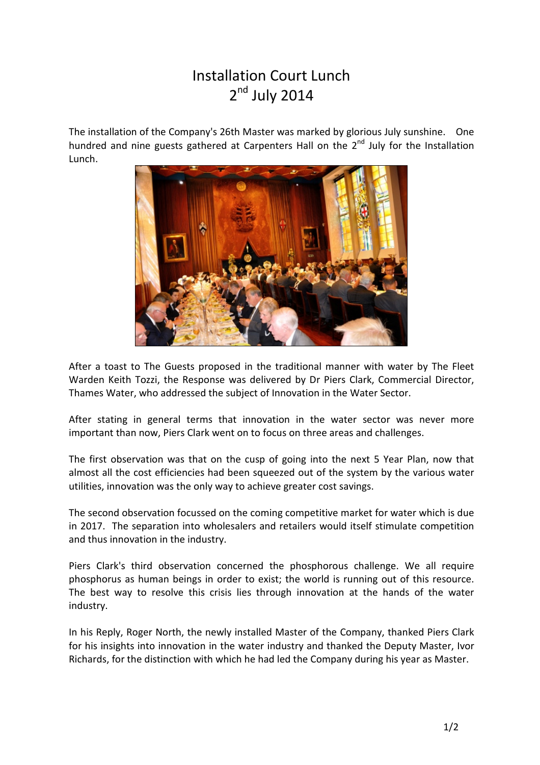# Installation Court Lunch
## 2nd July 2014

The installation of the Company's 26th Master was marked by glorious July sunshine. One hundred and nine guests gathered at Carpenters Hall on the 2nd July for the Installation Lunch.

After a toast to The Guests proposed in the traditional manner with water by The Fleet Warden Keith Tozzi, the Response was delivered by Dr Piers Clark, Commercial Director, Thames Water, who addressed the subject of Innovation in the Water Sector.

After stating in general terms that innovation in the water sector was never more important than now, Piers Clark went on to focus on three areas and challenges.

The first observation was that on the cusp of going into the next 5 Year Plan, now that almost all the cost efficiencies had been squeezed out of the system by the various water utilities, innovation was the only way to achieve greater cost savings.

The second observation focussed on the coming competitive market for water which is due in 2017. The separation into wholesalers and retailers would itself stimulate competition and thus innovation in the industry.

Piers Clark's third observation concerned the phosphorous challenge. We all require phosphorus as human beings in order to exist; the world is running out of this resource. The best way to resolve this crisis lies through innovation at the hands of the water industry.

In his Reply, Roger North, the newly installed Master of the Company, thanked Piers Clark for his insights into innovation in the water industry and thanked the Deputy Master, Ivor Richards, for the distinction with which he had led the Company during his year as Master.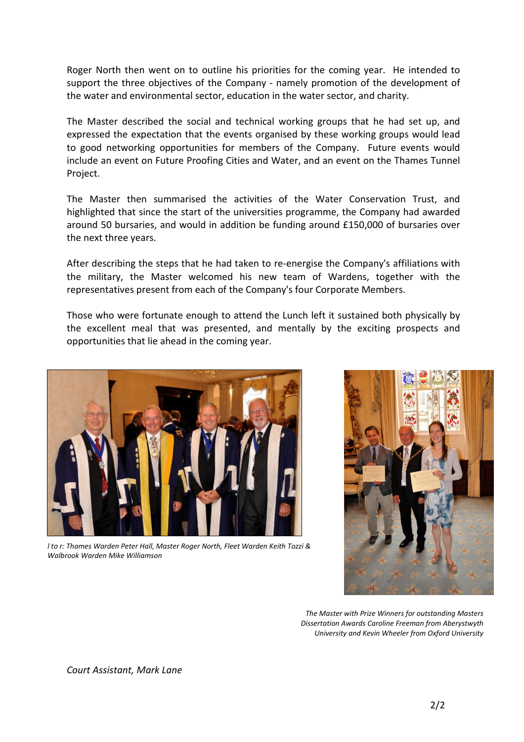Roger North then went on to outline his priorities for the coming year. He intended to support the three objectives of the Company - namely promotion of the development of the water and environmental sector, education in the water sector, and charity.

The Master described the social and technical working groups that he had set up, and expressed the expectation that the events organised by these working groups would lead to good networking opportunities for members of the Company. Future events would include an event on Future Proofing Cities and Water, and an event on the Thames Tunnel Project.

The Master then summarised the activities of the Water Conservation Trust, and highlighted that since the start of the universities programme, the Company had awarded around 50 bursaries, and would in addition be funding around £150,000 of bursaries over the next three years.

After describing the steps that he had taken to re-energise the Company's affiliations with the military, the Master welcomed his new team of Wardens, together with the representatives present from each of the Company's four Corporate Members.

Those who were fortunate enough to attend the Lunch left it sustained both physically by the excellent meal that was presented, and mentally by the exciting prospects and opportunities that lie ahead in the coming year.

*l to r: Thames Warden Peter Hall, Master Roger North, Fleet Warden Keith Tozzi & Walbrook Warden Mike Williamson*

*The Master with Prize Winners for outstanding Masters Dissertation Awards Caroline Freeman from Aberystwyth University and Kevin Wheeler from Oxford University*

*Court Assistant, Mark Lane*